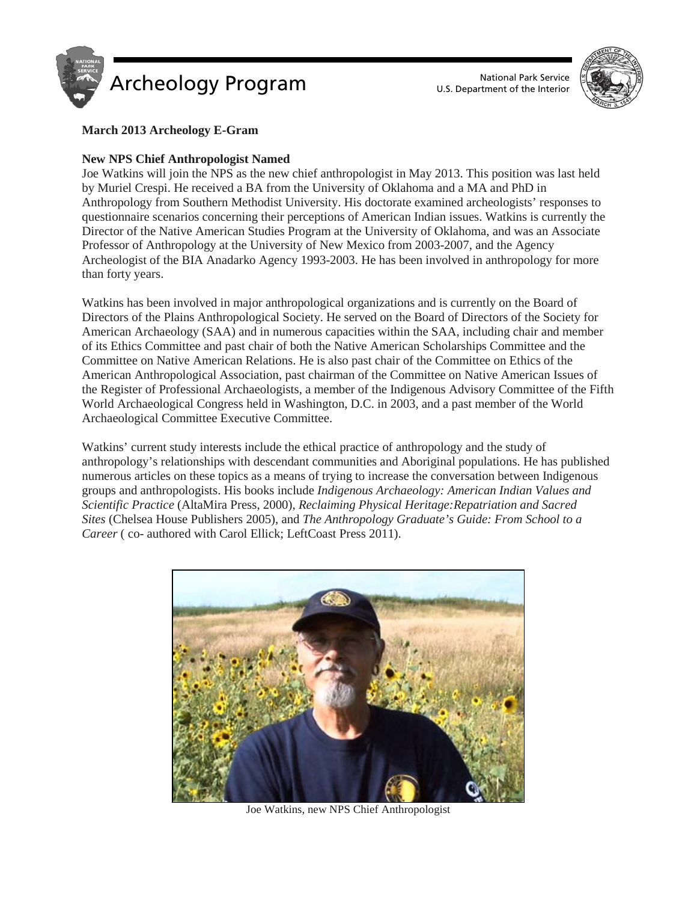Archeology Program

National Park Service
U.S. Department of the Interior

**March 2013 Archeology E-Gram**

**New NPS Chief Anthropologist Named**

Joe Watkins will join the NPS as the new chief anthropologist in May 2013. This position was last held by Muriel Crespi. He received a BA from the University of Oklahoma and a MA and PhD in Anthropology from Southern Methodist University. His doctorate examined archeologists' responses to questionnaire scenarios concerning their perceptions of American Indian issues. Watkins is currently the Director of the Native American Studies Program at the University of Oklahoma, and was an Associate Professor of Anthropology at the University of New Mexico from 2003-2007, and the Agency Archeologist of the BIA Anadarko Agency 1993-2003. He has been involved in anthropology for more than forty years.

Watkins has been involved in major anthropological organizations and is currently on the Board of Directors of the Plains Anthropological Society. He served on the Board of Directors of the Society for American Archaeology (SAA) and in numerous capacities within the SAA, including chair and member of its Ethics Committee and past chair of both the Native American Scholarships Committee and the Committee on Native American Relations. He is also past chair of the Committee on Ethics of the American Anthropological Association, past chairman of the Committee on Native American Issues of the Register of Professional Archaeologists, a member of the Indigenous Advisory Committee of the Fifth World Archaeological Congress held in Washington, D.C. in 2003, and a past member of the World Archaeological Committee Executive Committee.

Watkins' current study interests include the ethical practice of anthropology and the study of anthropology's relationships with descendant communities and Aboriginal populations. He has published numerous articles on these topics as a means of trying to increase the conversation between Indigenous groups and anthropologists. His books include *Indigenous Archaeology: American Indian Values and Scientific Practice* (AltaMira Press, 2000), *Reclaiming Physical Heritage:Repatriation and Sacred Sites* (Chelsea House Publishers 2005), and *The Anthropology Graduate's Guide: From School to a Career* ( co- authored with Carol Ellick; LeftCoast Press 2011).

Joe Watkins, new NPS Chief Anthropologist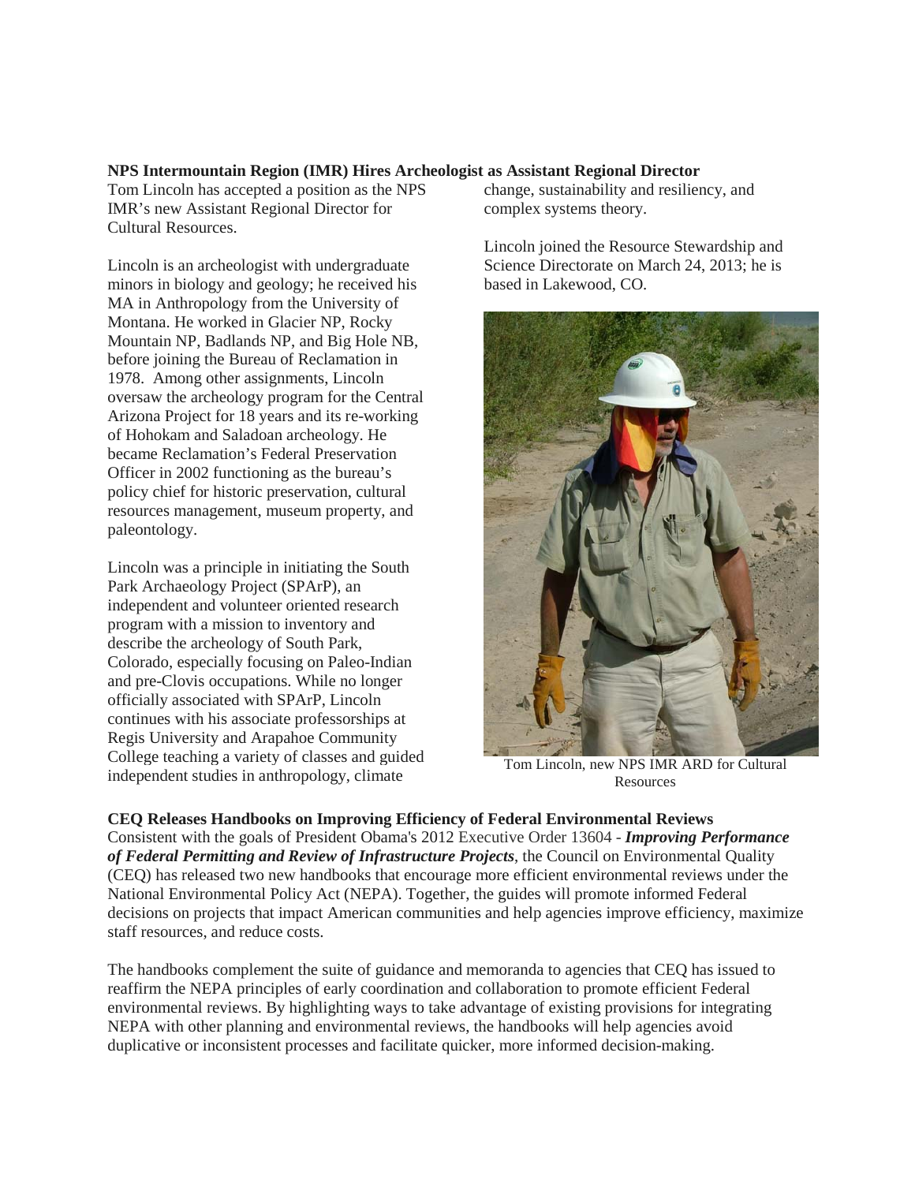**NPS Intermountain Region (IMR) Hires Archeologist as Assistant Regional Director**

Tom Lincoln has accepted a position as the NPS IMR's new Assistant Regional Director for Cultural Resources.

Lincoln is an archeologist with undergraduate minors in biology and geology; he received his MA in Anthropology from the University of Montana. He worked in Glacier NP, Rocky Mountain NP, Badlands NP, and Big Hole NB, before joining the Bureau of Reclamation in 1978. Among other assignments, Lincoln oversaw the archeology program for the Central Arizona Project for 18 years and its re-working of Hohokam and Saladoan archeology. He became Reclamation's Federal Preservation Officer in 2002 functioning as the bureau's policy chief for historic preservation, cultural resources management, museum property, and paleontology.

Lincoln was a principle in initiating the South Park Archaeology Project (SPArP), an independent and volunteer oriented research program with a mission to inventory and describe the archeology of South Park, Colorado, especially focusing on Paleo-Indian and pre-Clovis occupations. While no longer officially associated with SPArP, Lincoln continues with his associate professorships at Regis University and Arapahoe Community College teaching a variety of classes and guided independent studies in anthropology, climate change, sustainability and resiliency, and complex systems theory.

Lincoln joined the Resource Stewardship and Science Directorate on March 24, 2013; he is based in Lakewood, CO.

Tom Lincoln, new NPS IMR ARD for Cultural Resources

**CEQ Releases Handbooks on Improving Efficiency of Federal Environmental Reviews**

Consistent with the goals of President Obama's 2012 Executive Order 13604 - ***Improving Performance of Federal Permitting and Review of Infrastructure Projects***, the Council on Environmental Quality (CEQ) has released two new handbooks that encourage more efficient environmental reviews under the National Environmental Policy Act (NEPA). Together, the guides will promote informed Federal decisions on projects that impact American communities and help agencies improve efficiency, maximize staff resources, and reduce costs.

The handbooks complement the suite of guidance and memoranda to agencies that CEQ has issued to reaffirm the NEPA principles of early coordination and collaboration to promote efficient Federal environmental reviews. By highlighting ways to take advantage of existing provisions for integrating NEPA with other planning and environmental reviews, the handbooks will help agencies avoid duplicative or inconsistent processes and facilitate quicker, more informed decision-making.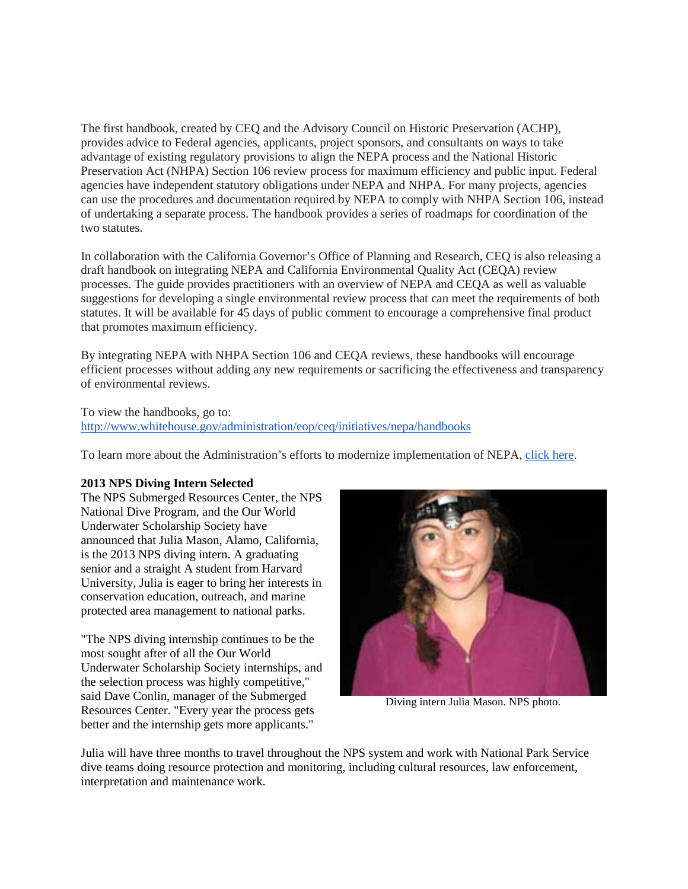The first handbook, created by CEQ and the Advisory Council on Historic Preservation (ACHP), provides advice to Federal agencies, applicants, project sponsors, and consultants on ways to take advantage of existing regulatory provisions to align the NEPA process and the National Historic Preservation Act (NHPA) Section 106 review process for maximum efficiency and public input. Federal agencies have independent statutory obligations under NEPA and NHPA. For many projects, agencies can use the procedures and documentation required by NEPA to comply with NHPA Section 106, instead of undertaking a separate process. The handbook provides a series of roadmaps for coordination of the two statutes.

In collaboration with the California Governor's Office of Planning and Research, CEQ is also releasing a draft handbook on integrating NEPA and California Environmental Quality Act (CEQA) review processes. The guide provides practitioners with an overview of NEPA and CEQA as well as valuable suggestions for developing a single environmental review process that can meet the requirements of both statutes. It will be available for 45 days of public comment to encourage a comprehensive final product that promotes maximum efficiency.

By integrating NEPA with NHPA Section 106 and CEQA reviews, these handbooks will encourage efficient processes without adding any new requirements or sacrificing the effectiveness and transparency of environmental reviews.

To view the handbooks, go to:
[http://www.whitehouse.gov/administration/eop/ceq/initiatives/nepa/handbooks](http://www.whitehouse.gov/administration/eop/ceq/initiatives/nepa/handbooks)

To learn more about the Administration's efforts to modernize implementation of NEPA, click here.

**2013 NPS Diving Intern Selected**

The NPS Submerged Resources Center, the NPS National Dive Program, and the Our World Underwater Scholarship Society have announced that Julia Mason, Alamo, California, is the 2013 NPS diving intern. A graduating senior and a straight A student from Harvard University, Julia is eager to bring her interests in conservation education, outreach, and marine protected area management to national parks.

"The NPS diving internship continues to be the most sought after of all the Our World Underwater Scholarship Society internships, and the selection process was highly competitive," said Dave Conlin, manager of the Submerged Resources Center. "Every year the process gets better and the internship gets more applicants."

Diving intern Julia Mason. NPS photo.

Julia will have three months to travel throughout the NPS system and work with National Park Service dive teams doing resource protection and monitoring, including cultural resources, law enforcement, interpretation and maintenance work.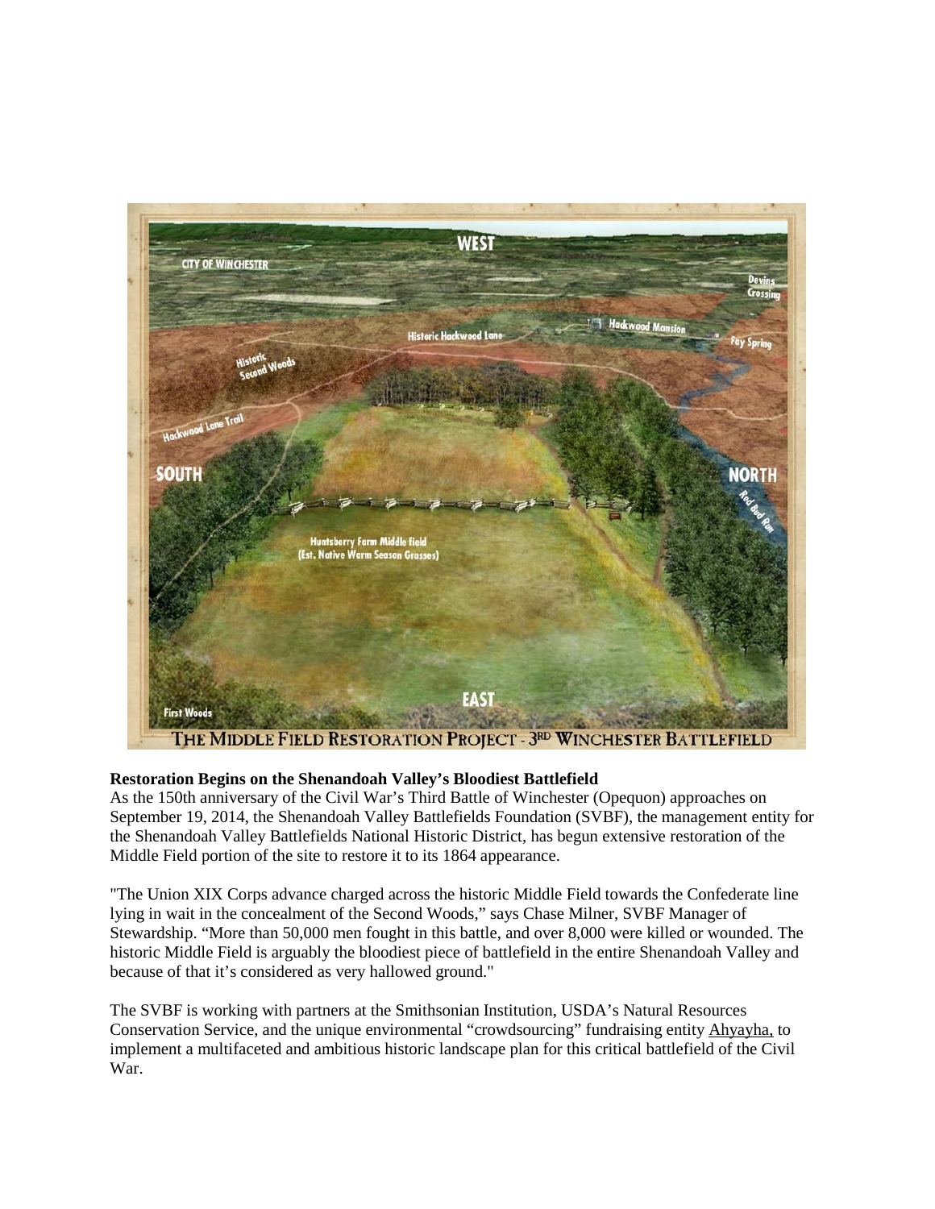**Restoration Begins on the Shenandoah Valley's Bloodiest Battlefield**

As the 150th anniversary of the Civil War's Third Battle of Winchester (Opequon) approaches on September 19, 2014, the Shenandoah Valley Battlefields Foundation (SVBF), the management entity for the Shenandoah Valley Battlefields National Historic District, has begun extensive restoration of the Middle Field portion of the site to restore it to its 1864 appearance.

"The Union XIX Corps advance charged across the historic Middle Field towards the Confederate line lying in wait in the concealment of the Second Woods," says Chase Milner, SVBF Manager of Stewardship. "More than 50,000 men fought in this battle, and over 8,000 were killed or wounded. The historic Middle Field is arguably the bloodiest piece of battlefield in the entire Shenandoah Valley and because of that it's considered as very hallowed ground."

The SVBF is working with partners at the Smithsonian Institution, USDA's Natural Resources Conservation Service, and the unique environmental "crowdsourcing" fundraising entity Ahyayha, to implement a multifaceted and ambitious historic landscape plan for this critical battlefield of the Civil War.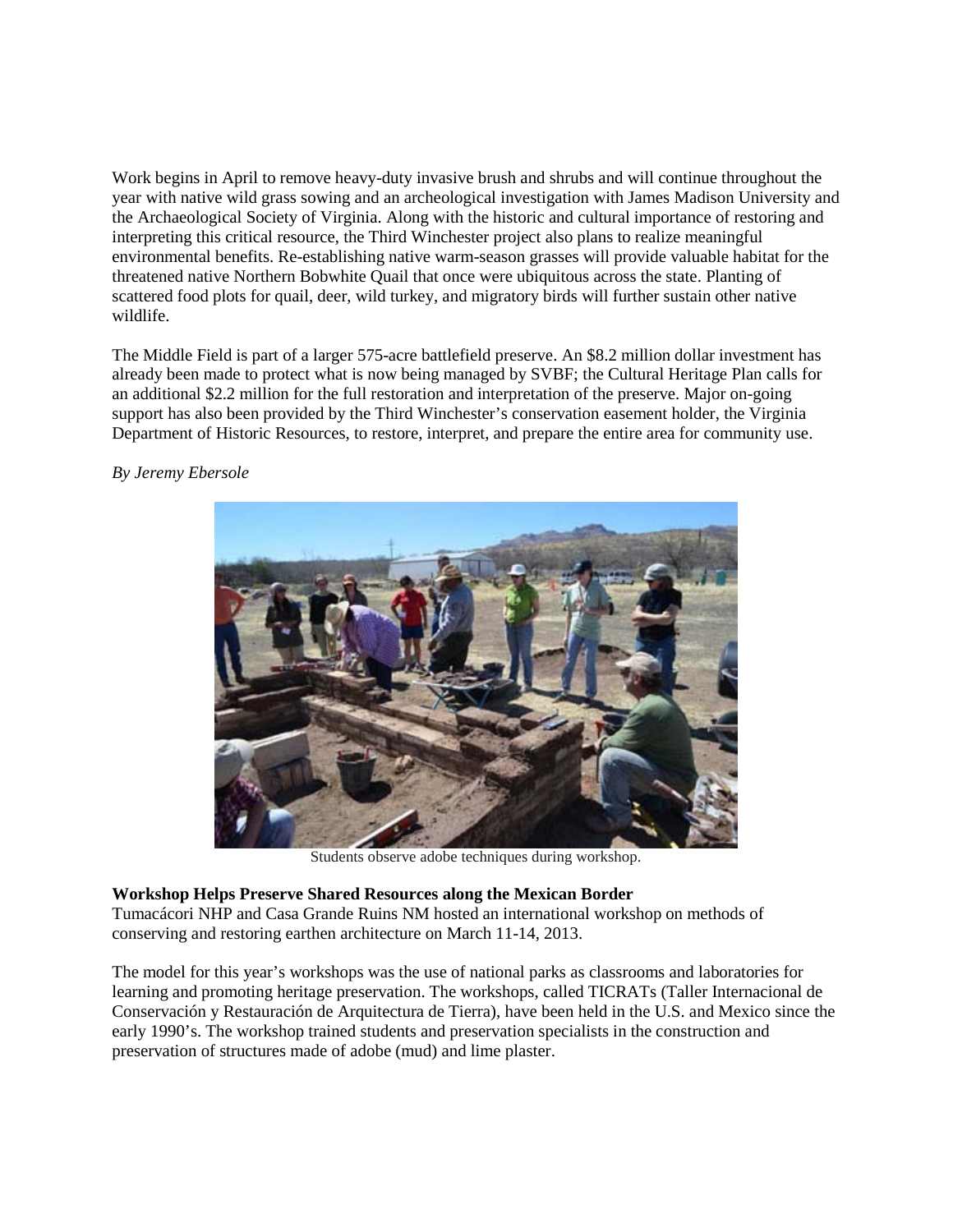Work begins in April to remove heavy-duty invasive brush and shrubs and will continue throughout the year with native wild grass sowing and an archeological investigation with James Madison University and the Archaeological Society of Virginia. Along with the historic and cultural importance of restoring and interpreting this critical resource, the Third Winchester project also plans to realize meaningful environmental benefits. Re-establishing native warm-season grasses will provide valuable habitat for the threatened native Northern Bobwhite Quail that once were ubiquitous across the state. Planting of scattered food plots for quail, deer, wild turkey, and migratory birds will further sustain other native wildlife.

The Middle Field is part of a larger 575-acre battlefield preserve. An $8.2 million dollar investment has already been made to protect what is now being managed by SVBF; the Cultural Heritage Plan calls for an additional $2.2 million for the full restoration and interpretation of the preserve. Major on-going support has also been provided by the Third Winchester's conservation easement holder, the Virginia Department of Historic Resources, to restore, interpret, and prepare the entire area for community use.

*By Jeremy Ebersole*

Students observe adobe techniques during workshop.

**Workshop Helps Preserve Shared Resources along the Mexican Border**
Tumacácori NHP and Casa Grande Ruins NM hosted an international workshop on methods of conserving and restoring earthen architecture on March 11-14, 2013.

The model for this year's workshops was the use of national parks as classrooms and laboratories for learning and promoting heritage preservation. The workshops, called TICRATs (Taller Internacional de Conservación y Restauración de Arquitectura de Tierra), have been held in the U.S. and Mexico since the early 1990's. The workshop trained students and preservation specialists in the construction and preservation of structures made of adobe (mud) and lime plaster.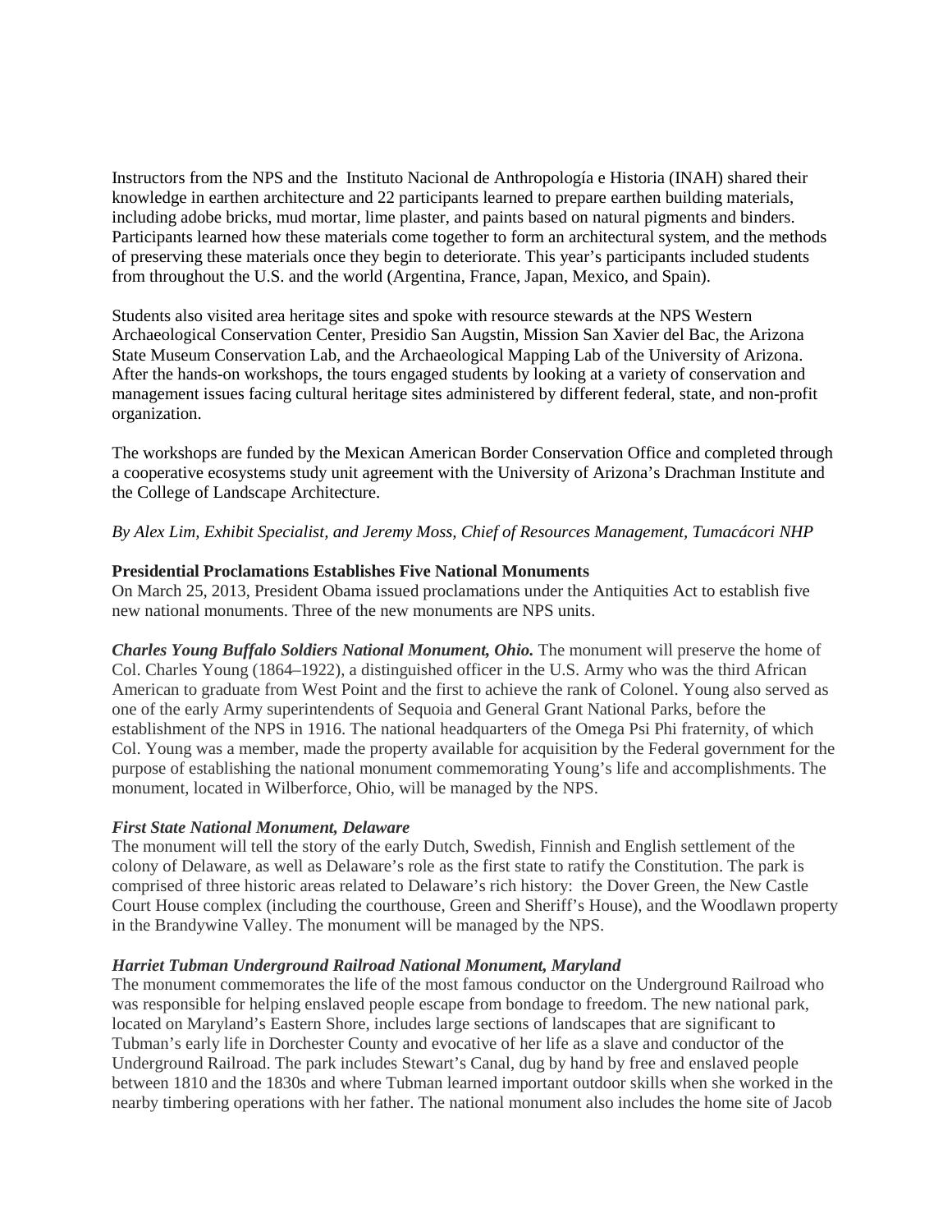Instructors from the NPS and the Instituto Nacional de Anthropología e Historia (INAH) shared their knowledge in earthen architecture and 22 participants learned to prepare earthen building materials, including adobe bricks, mud mortar, lime plaster, and paints based on natural pigments and binders. Participants learned how these materials come together to form an architectural system, and the methods of preserving these materials once they begin to deteriorate. This year's participants included students from throughout the U.S. and the world (Argentina, France, Japan, Mexico, and Spain).

Students also visited area heritage sites and spoke with resource stewards at the NPS Western Archaeological Conservation Center, Presidio San Augstin, Mission San Xavier del Bac, the Arizona State Museum Conservation Lab, and the Archaeological Mapping Lab of the University of Arizona. After the hands-on workshops, the tours engaged students by looking at a variety of conservation and management issues facing cultural heritage sites administered by different federal, state, and non-profit organization.

The workshops are funded by the Mexican American Border Conservation Office and completed through a cooperative ecosystems study unit agreement with the University of Arizona's Drachman Institute and the College of Landscape Architecture.

*By Alex Lim, Exhibit Specialist, and Jeremy Moss, Chief of Resources Management, Tumacácori NHP*

**Presidential Proclamations Establishes Five National Monuments**

On March 25, 2013, President Obama issued proclamations under the Antiquities Act to establish five new national monuments. Three of the new monuments are NPS units.

***Charles Young Buffalo Soldiers National Monument, Ohio.*** The monument will preserve the home of Col. Charles Young (1864–1922), a distinguished officer in the U.S. Army who was the third African American to graduate from West Point and the first to achieve the rank of Colonel. Young also served as one of the early Army superintendents of Sequoia and General Grant National Parks, before the establishment of the NPS in 1916. The national headquarters of the Omega Psi Phi fraternity, of which Col. Young was a member, made the property available for acquisition by the Federal government for the purpose of establishing the national monument commemorating Young's life and accomplishments. The monument, located in Wilberforce, Ohio, will be managed by the NPS.

***First State National Monument, Delaware***

The monument will tell the story of the early Dutch, Swedish, Finnish and English settlement of the colony of Delaware, as well as Delaware's role as the first state to ratify the Constitution. The park is comprised of three historic areas related to Delaware's rich history: the Dover Green, the New Castle Court House complex (including the courthouse, Green and Sheriff's House), and the Woodlawn property in the Brandywine Valley. The monument will be managed by the NPS.

***Harriet Tubman Underground Railroad National Monument, Maryland***

The monument commemorates the life of the most famous conductor on the Underground Railroad who was responsible for helping enslaved people escape from bondage to freedom. The new national park, located on Maryland's Eastern Shore, includes large sections of landscapes that are significant to Tubman's early life in Dorchester County and evocative of her life as a slave and conductor of the Underground Railroad. The park includes Stewart's Canal, dug by hand by free and enslaved people between 1810 and the 1830s and where Tubman learned important outdoor skills when she worked in the nearby timbering operations with her father. The national monument also includes the home site of Jacob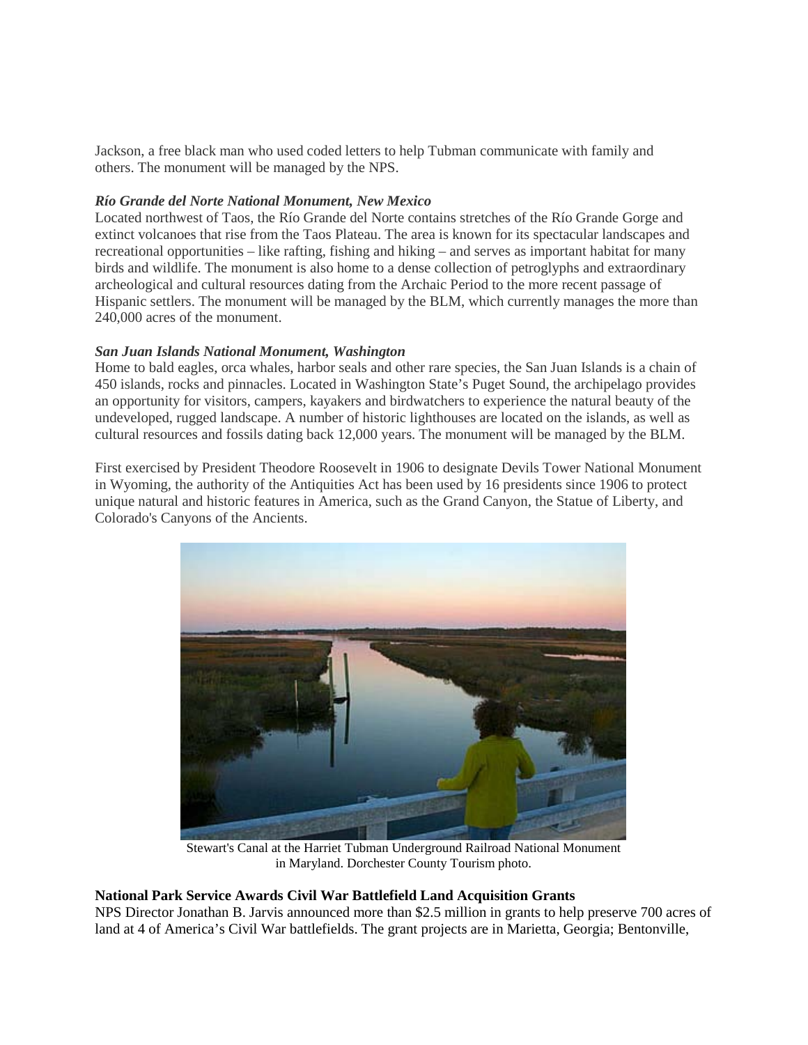Jackson, a free black man who used coded letters to help Tubman communicate with family and others. The monument will be managed by the NPS.

***Río Grande del Norte National Monument, New Mexico***
Located northwest of Taos, the Río Grande del Norte contains stretches of the Río Grande Gorge and extinct volcanoes that rise from the Taos Plateau. The area is known for its spectacular landscapes and recreational opportunities – like rafting, fishing and hiking – and serves as important habitat for many birds and wildlife. The monument is also home to a dense collection of petroglyphs and extraordinary archeological and cultural resources dating from the Archaic Period to the more recent passage of Hispanic settlers. The monument will be managed by the BLM, which currently manages the more than 240,000 acres of the monument.

***San Juan Islands National Monument, Washington***
Home to bald eagles, orca whales, harbor seals and other rare species, the San Juan Islands is a chain of 450 islands, rocks and pinnacles. Located in Washington State's Puget Sound, the archipelago provides an opportunity for visitors, campers, kayakers and birdwatchers to experience the natural beauty of the undeveloped, rugged landscape. A number of historic lighthouses are located on the islands, as well as cultural resources and fossils dating back 12,000 years. The monument will be managed by the BLM.

First exercised by President Theodore Roosevelt in 1906 to designate Devils Tower National Monument in Wyoming, the authority of the Antiquities Act has been used by 16 presidents since 1906 to protect unique natural and historic features in America, such as the Grand Canyon, the Statue of Liberty, and Colorado's Canyons of the Ancients.

Stewart's Canal at the Harriet Tubman Underground Railroad National Monument in Maryland. Dorchester County Tourism photo.

**National Park Service Awards Civil War Battlefield Land Acquisition Grants**
NPS Director Jonathan B. Jarvis announced more than $2.5 million in grants to help preserve 700 acres of land at 4 of America's Civil War battlefields. The grant projects are in Marietta, Georgia; Bentonville,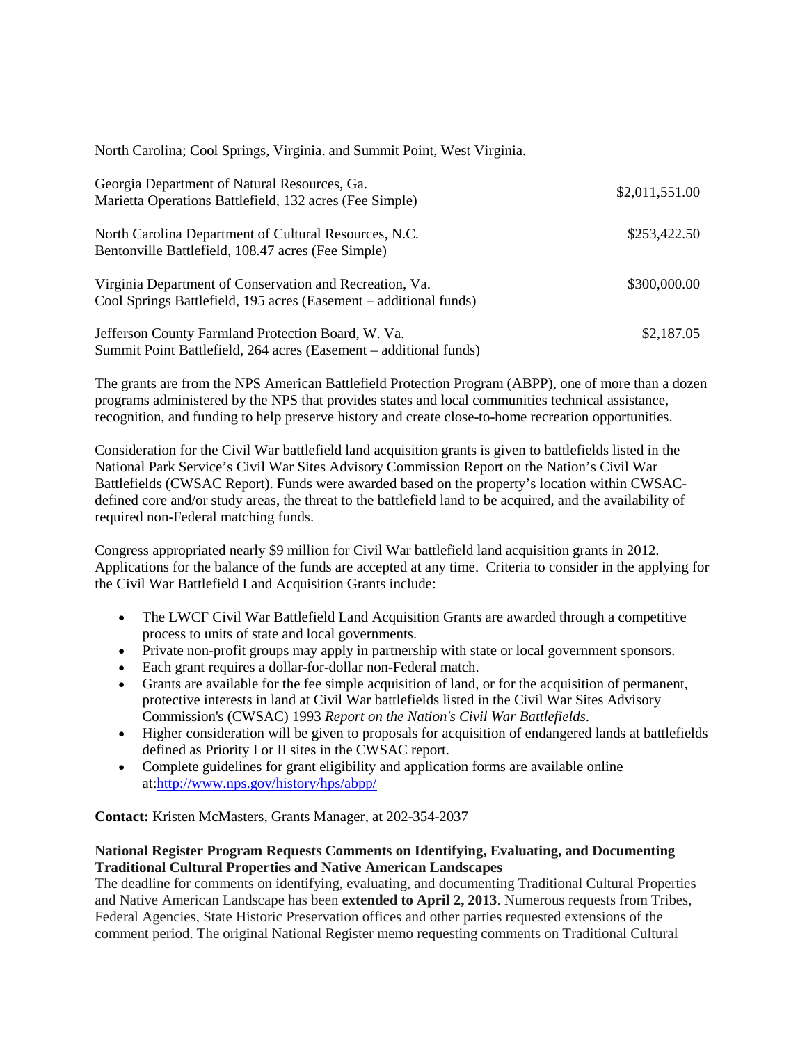North Carolina; Cool Springs, Virginia. and Summit Point, West Virginia.

| | |
|---|---|
| Georgia Department of Natural Resources, Ga.<br>Marietta Operations Battlefield, 132 acres (Fee Simple) | $2,011,551.00 |
| North Carolina Department of Cultural Resources, N.C.<br>Bentonville Battlefield, 108.47 acres (Fee Simple) | $253,422.50 |
| Virginia Department of Conservation and Recreation, Va.<br>Cool Springs Battlefield, 195 acres (Easement – additional funds) | $300,000.00 |
| Jefferson County Farmland Protection Board, W. Va.<br>Summit Point Battlefield, 264 acres (Easement – additional funds) | $2,187.05 |

The grants are from the NPS American Battlefield Protection Program (ABPP), one of more than a dozen programs administered by the NPS that provides states and local communities technical assistance, recognition, and funding to help preserve history and create close-to-home recreation opportunities.

Consideration for the Civil War battlefield land acquisition grants is given to battlefields listed in the National Park Service's Civil War Sites Advisory Commission Report on the Nation's Civil War Battlefields (CWSAC Report). Funds were awarded based on the property's location within CWSAC-defined core and/or study areas, the threat to the battlefield land to be acquired, and the availability of required non-Federal matching funds.

Congress appropriated nearly $9 million for Civil War battlefield land acquisition grants in 2012. Applications for the balance of the funds are accepted at any time. Criteria to consider in the applying for the Civil War Battlefield Land Acquisition Grants include:

- The LWCF Civil War Battlefield Land Acquisition Grants are awarded through a competitive process to units of state and local governments.
- Private non-profit groups may apply in partnership with state or local government sponsors.
- Each grant requires a dollar-for-dollar non-Federal match.
- Grants are available for the fee simple acquisition of land, or for the acquisition of permanent, protective interests in land at Civil War battlefields listed in the Civil War Sites Advisory Commission's (CWSAC) 1993 *Report on the Nation's Civil War Battlefields.*
- Higher consideration will be given to proposals for acquisition of endangered lands at battlefields defined as Priority I or II sites in the CWSAC report.
- Complete guidelines for grant eligibility and application forms are available online at:[http://www.nps.gov/history/hps/abpp/](http://www.nps.gov/history/hps/abpp/)

**Contact:** Kristen McMasters, Grants Manager, at 202-354-2037

**National Register Program Requests Comments on Identifying, Evaluating, and Documenting Traditional Cultural Properties and Native American Landscapes**

The deadline for comments on identifying, evaluating, and documenting Traditional Cultural Properties and Native American Landscape has been **extended to April 2, 2013**. Numerous requests from Tribes, Federal Agencies, State Historic Preservation offices and other parties requested extensions of the comment period. The original National Register memo requesting comments on Traditional Cultural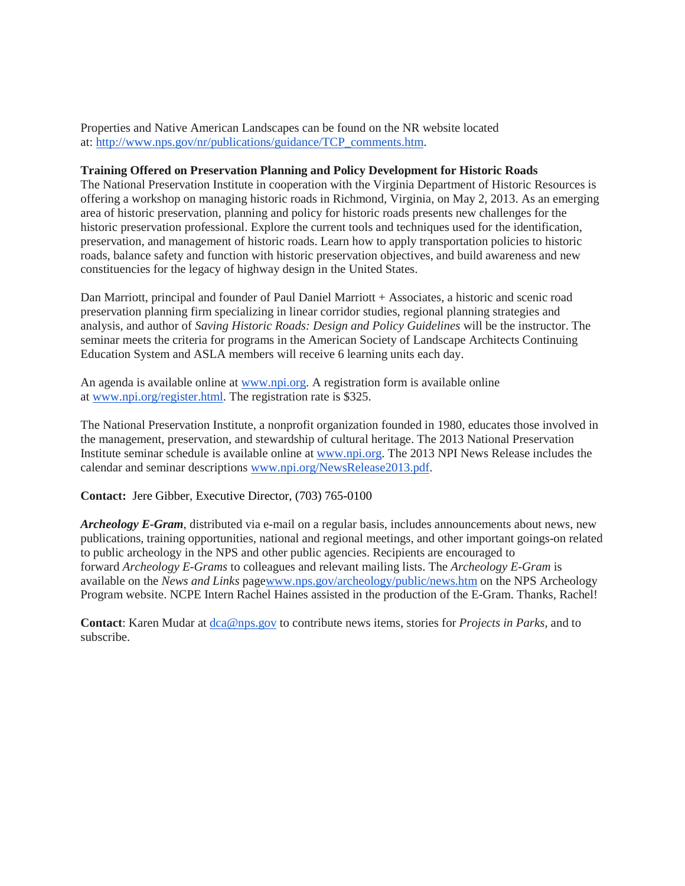Properties and Native American Landscapes can be found on the NR website located at: http://www.nps.gov/nr/publications/guidance/TCP_comments.htm.

**Training Offered on Preservation Planning and Policy Development for Historic Roads**
The National Preservation Institute in cooperation with the Virginia Department of Historic Resources is offering a workshop on managing historic roads in Richmond, Virginia, on May 2, 2013. As an emerging area of historic preservation, planning and policy for historic roads presents new challenges for the historic preservation professional. Explore the current tools and techniques used for the identification, preservation, and management of historic roads. Learn how to apply transportation policies to historic roads, balance safety and function with historic preservation objectives, and build awareness and new constituencies for the legacy of highway design in the United States.

Dan Marriott, principal and founder of Paul Daniel Marriott + Associates, a historic and scenic road preservation planning firm specializing in linear corridor studies, regional planning strategies and analysis, and author of *Saving Historic Roads: Design and Policy Guidelines* will be the instructor. The seminar meets the criteria for programs in the American Society of Landscape Architects Continuing Education System and ASLA members will receive 6 learning units each day.

An agenda is available online at www.npi.org. A registration form is available online at www.npi.org/register.html. The registration rate is $325.

The National Preservation Institute, a nonprofit organization founded in 1980, educates those involved in the management, preservation, and stewardship of cultural heritage. The 2013 National Preservation Institute seminar schedule is available online at www.npi.org. The 2013 NPI News Release includes the calendar and seminar descriptions www.npi.org/NewsRelease2013.pdf.

**Contact:** Jere Gibber, Executive Director, (703) 765-0100

***Archeology E-Gram***, distributed via e-mail on a regular basis, includes announcements about news, new publications, training opportunities, national and regional meetings, and other important goings-on related to public archeology in the NPS and other public agencies. Recipients are encouraged to forward *Archeology E-Grams* to colleagues and relevant mailing lists. The *Archeology E-Gram* is available on the *News and Links* pagewww.nps.gov/archeology/public/news.htm on the NPS Archeology Program website. NCPE Intern Rachel Haines assisted in the production of the E-Gram. Thanks, Rachel!

**Contact**: Karen Mudar at dca@nps.gov to contribute news items, stories for *Projects in Parks*, and to subscribe.